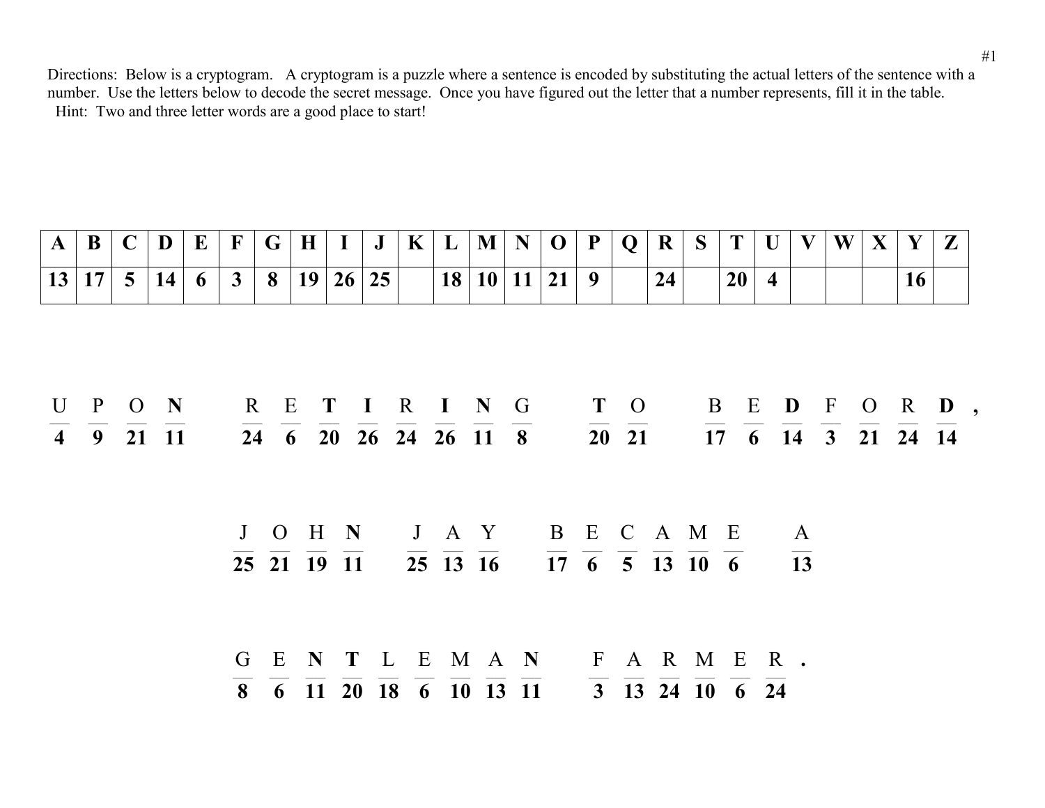Directions: Below is a cryptogram. A cryptogram is a puzzle where a sentence is encoded by substituting the actual letters of the sentence with a number. Use the letters below to decode the secret message. Once you have figured out the letter that a number represents, fill it in the table.
Hint: Two and three letter words are a good place to start!

| A | B | C | D | E | F | G | H | I | J | K | L | M | N | O | P | Q | R | S | T | U | V | W | X | Y | Z |
|---|---|---|---|---|---|---|---|---|---|---|---|---|---|---|---|---|---|---|---|---|---|---|---|---|---|
| 13 | 17 | 5 | 14 | 6 | 3 | 8 | 19 | 26 | 25 | | 18 | 10 | 11 | 21 | 9 | | 24 | | 20 | 4 | | | | 16 | |

U P O **N** — 4 9 21 11

R E **T** **I** R **I** **N** G — 24 6 20 26 24 26 11 8

**T** O — 20 21

B E **D** F O R **D** , — 17 6 14 3 21 24 14

J O H **N** — 25 21 19 11

J A Y — 25 13 16

B E C A M E — 17 6 5 13 10 6

A — 13

G E **N** **T** L E M A **N** — 8 6 11 20 18 6 10 13 11

F A R M E R . — 3 13 24 10 6 24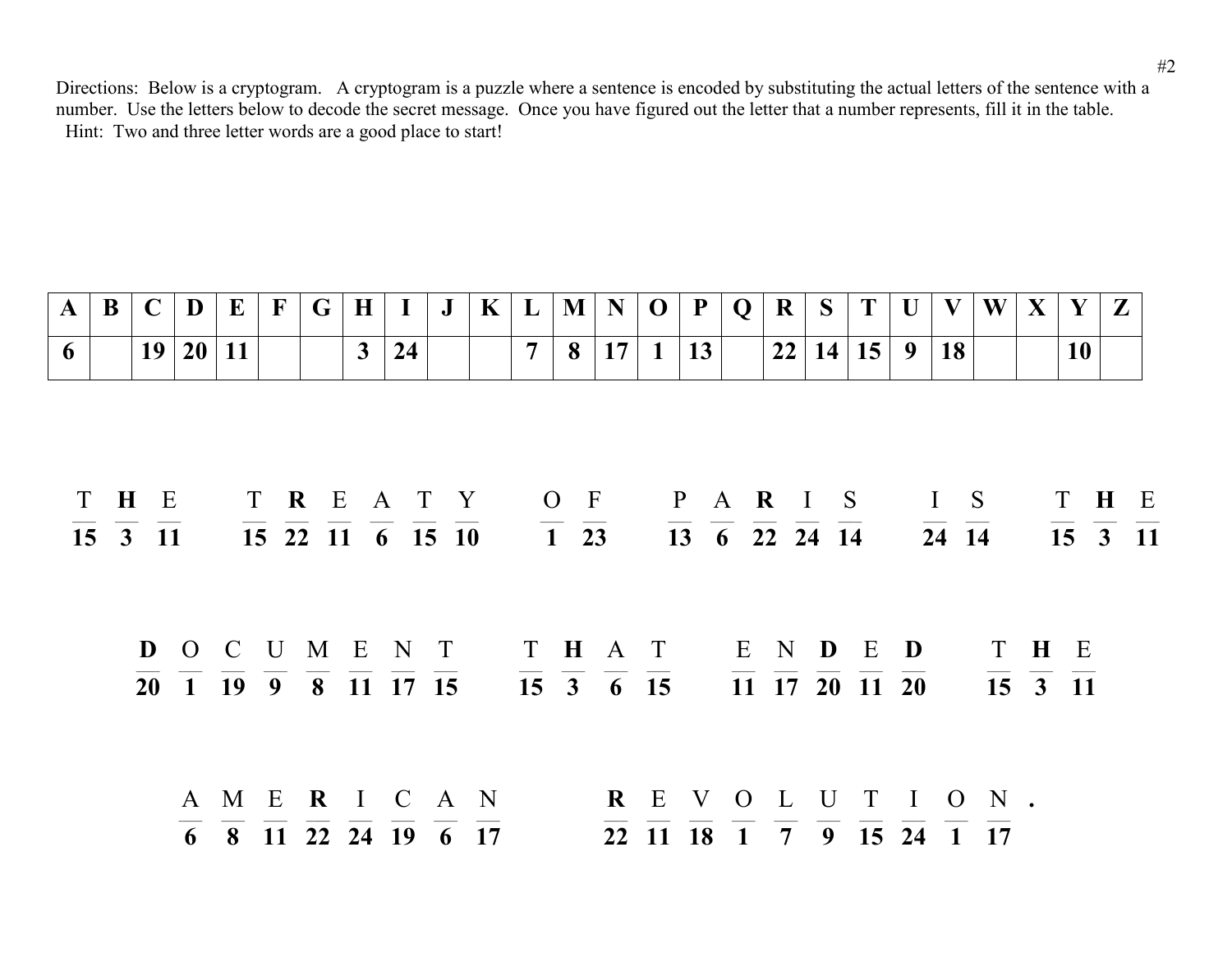Directions: Below is a cryptogram. A cryptogram is a puzzle where a sentence is encoded by substituting the actual letters of the sentence with a number. Use the letters below to decode the secret message. Once you have figured out the letter that a number represents, fill it in the table.
Hint: Two and three letter words are a good place to start!

| A | B | C | D | E | F | G | H | I | J | K | L | M | N | O | P | Q | R | S | T | U | V | W | X | Y | Z |
|---|---|---|---|---|---|---|---|---|---|---|---|---|---|---|---|---|---|---|---|---|---|---|---|---|---|
| 6 | | 19 | 20 | 11 | | | 3 | 24 | | | 7 | 8 | 17 | 1 | 13 | | 22 | 14 | 15 | 9 | 18 | | | 10 | |

T **H** E — 15 3 11
T **R** E A T Y — 15 22 11 6 15 10
O F — 1 23
P A **R** I S — 13 6 22 24 14
I S — 24 14
T **H** E — 15 3 11

**D** O C U M E N T — 20 1 19 9 8 11 17 15
T **H** A T — 15 3 6 15
E N **D** E **D** — 11 17 20 11 20
T **H** E — 15 3 11

A M E **R** I C A N — 6 8 11 22 24 19 6 17
**R** E V O L U T I O N. — 22 11 18 1 7 9 15 24 1 17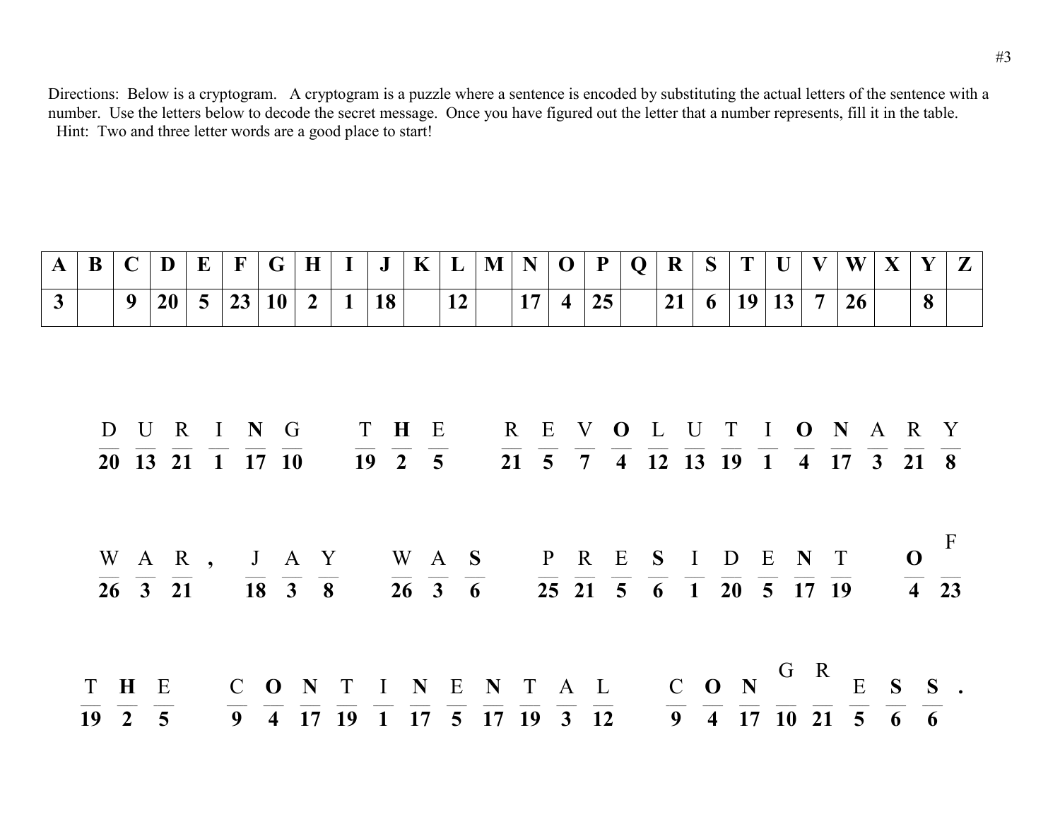Directions: Below is a cryptogram. A cryptogram is a puzzle where a sentence is encoded by substituting the actual letters of the sentence with a number. Use the letters below to decode the secret message. Once you have figured out the letter that a number represents, fill it in the table.
Hint: Two and three letter words are a good place to start!

| A | B | C | D | E | F | G | H | I | J | K | L | M | N | O | P | Q | R | S | T | U | V | W | X | Y | Z |
|---|---|---|---|---|---|---|---|---|---|---|---|---|---|---|---|---|---|---|---|---|---|---|---|---|---|
| 3 | | 9 | 20 | 5 | 23 | 10 | 2 | 1 | 18 | | 12 | | 17 | 4 | 25 | | 21 | 6 | 19 | 13 | 7 | 26 | | 8 | |

D U R I **N** G &nbsp;&nbsp; T **H** E &nbsp;&nbsp; R E V **O** L U T I **O** **N** A R Y
**20 13 21 1 17 10** &nbsp;&nbsp; **19 2 5** &nbsp;&nbsp; **21 5 7 4 12 13 19 1 4 17 3 21 8**

W A R , &nbsp;&nbsp; J A Y &nbsp;&nbsp; W A **S** &nbsp;&nbsp; P R E **S** I D E **N** T &nbsp;&nbsp; **O** F
**26 3 21** , &nbsp;&nbsp; **18 3 8** &nbsp;&nbsp; **26 3 6** &nbsp;&nbsp; **25 21 5 6 1 20 5 17 19** &nbsp;&nbsp; **4 23**

T **H** E &nbsp;&nbsp; C **O** **N** T I **N** E **N** T A L &nbsp;&nbsp; C **O** **N** G R E **S** **S** .
**19 2 5** &nbsp;&nbsp; **9 4 17 19 1 17 5 17 19 3 12** &nbsp;&nbsp; **9 4 17 10 21 5 6 6** .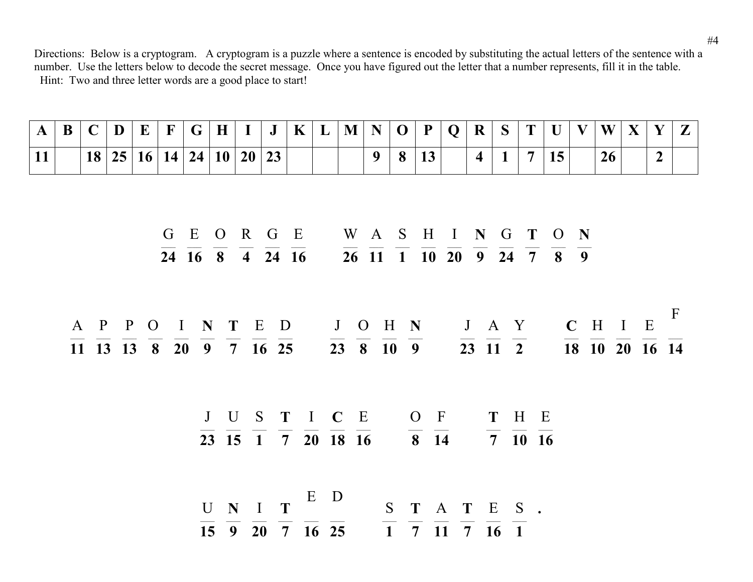Directions: Below is a cryptogram. A cryptogram is a puzzle where a sentence is encoded by substituting the actual letters of the sentence with a number. Use the letters below to decode the secret message. Once you have figured out the letter that a number represents, fill it in the table.
Hint: Two and three letter words are a good place to start!

| A | B | C | D | E | F | G | H | I | J | K | L | M | N | O | P | Q | R | S | T | U | V | W | X | Y | Z |
|---|---|---|---|---|---|---|---|---|---|---|---|---|---|---|---|---|---|---|---|---|---|---|---|---|---|
| 11 | | 18 | 25 | 16 | 14 | 24 | 10 | 20 | 23 | | | | 9 | 8 | 13 | | 4 | 1 | 7 | 15 | | 26 | | 2 | |

G E O R G E  W A S H I **N** G **T** O **N**
24 16 8 4 24 16  26 11 1 10 20 9 24 7 8 9

A P P O I **N** **T** E D  J O H **N**  J A Y  **C** H I E F
11 13 13 8 20 9 7 16 25  23 8 10 9  23 11 2  18 10 20 16 14

J U S **T** I **C** E  O F  **T** H E
23 15 1 7 20 18 16  8 14  7 10 16

U **N** I **T** E D  S **T** A **T** E S .
15 9 20 7 16 25  1 7 11 7 16 1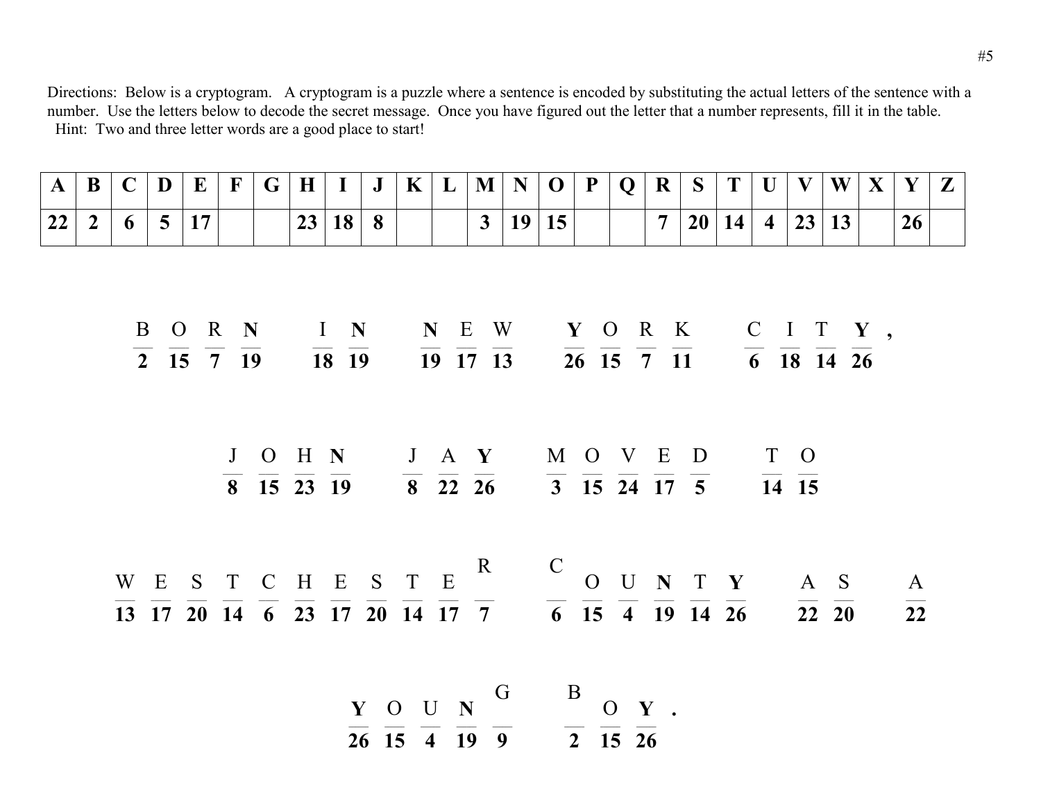Directions: Below is a cryptogram. A cryptogram is a puzzle where a sentence is encoded by substituting the actual letters of the sentence with a number. Use the letters below to decode the secret message. Once you have figured out the letter that a number represents, fill it in the table.
Hint: Two and three letter words are a good place to start!

| A | B | C | D | E | F | G | H | I | J | K | L | M | N | O | P | Q | R | S | T | U | V | W | X | Y | Z |
|---|---|---|---|---|---|---|---|---|---|---|---|---|---|---|---|---|---|---|---|---|---|---|---|---|---|
| 22 | 2 | 6 | 5 | 17 | | | 23 | 18 | 8 | | | 3 | 19 | 15 | | | 7 | 20 | 14 | 4 | 23 | 13 | | 26 | |

| B | O | R | **N** | | I | **N** | | **N** | E | W | | **Y** | O | R | K | | C | I | T | **Y** | , |
|---|---|---|---|---|---|---|---|---|---|---|---|---|---|---|---|---|---|---|---|---|---|
| **2** | **15** | **7** | **19** | | **18** | **19** | | **19** | **17** | **13** | | **26** | **15** | **7** | **11** | | **6** | **18** | **14** | **26** | |

| J | O | H | **N** | | J | A | **Y** | | M | O | V | E | D | | T | O |
|---|---|---|---|---|---|---|---|---|---|---|---|---|---|---|---|---|
| **8** | **15** | **23** | **19** | | **8** | **22** | **26** | | **3** | **15** | **24** | **17** | **5** | | **14** | **15** |

| W | E | S | T | C | H | E | S | T | E | R | | C | O | U | **N** | T | **Y** | | A | S | | A |
|---|---|---|---|---|---|---|---|---|---|---|---|---|---|---|---|---|---|---|---|---|---|---|
| **13** | **17** | **20** | **14** | **6** | **23** | **17** | **20** | **14** | **17** | **7** | | **6** | **15** | **4** | **19** | **14** | **26** | | **22** | **20** | | **22** |

| **Y** | O | U | **N** | G | | B | O | **Y** | . |
|---|---|---|---|---|---|---|---|---|---|
| **26** | **15** | **4** | **19** | **9** | | **2** | **15** | **26** | |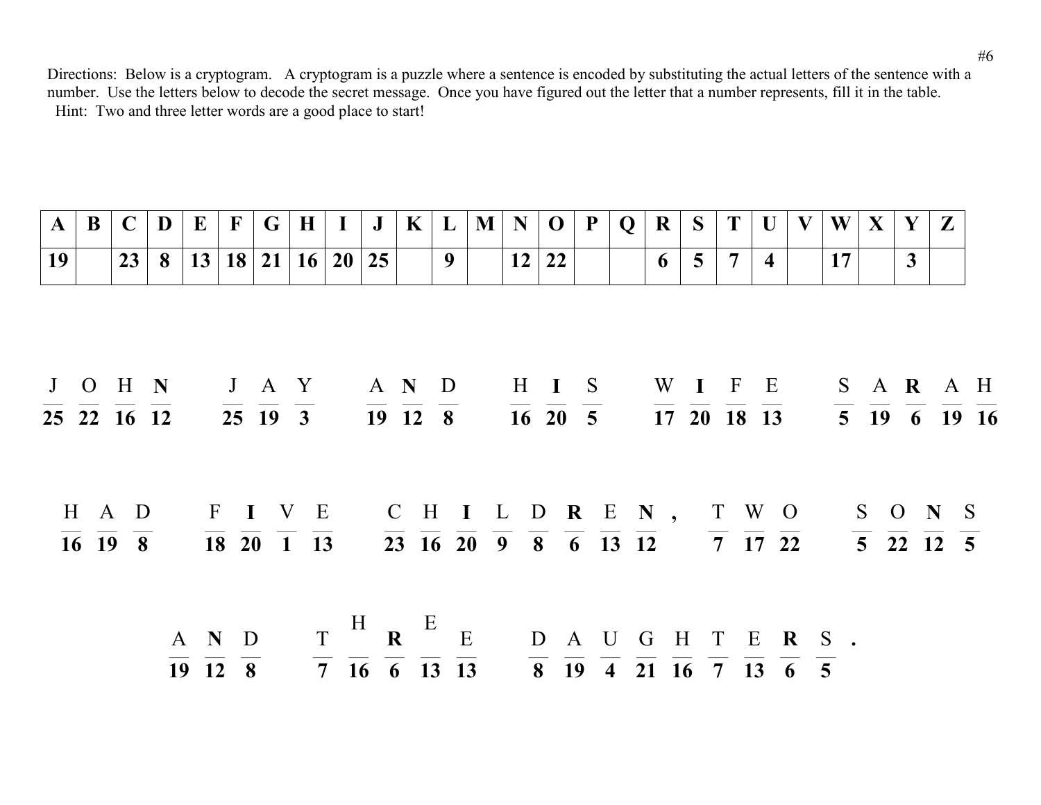Directions: Below is a cryptogram. A cryptogram is a puzzle where a sentence is encoded by substituting the actual letters of the sentence with a number. Use the letters below to decode the secret message. Once you have figured out the letter that a number represents, fill it in the table.
Hint: Two and three letter words are a good place to start!

| A | B | C | D | E | F | G | H | I | J | K | L | M | N | O | P | Q | R | S | T | U | V | W | X | Y | Z |
|---|---|---|---|---|---|---|---|---|---|---|---|---|---|---|---|---|---|---|---|---|---|---|---|---|---|
| 19 | | 23 | 8 | 13 | 18 | 21 | 16 | 20 | 25 | | 9 | | 12 | 22 | | | 6 | 5 | 7 | 4 | | 17 | | 3 | |

J O H **N** &nbsp; J A Y &nbsp; A **N** D &nbsp; H **I** S &nbsp; W **I** F E &nbsp; S A **R** A H
25 22 16 12 &nbsp; 25 19 3 &nbsp; 19 12 8 &nbsp; 16 20 5 &nbsp; 17 20 18 13 &nbsp; 5 19 6 19 16

H A D &nbsp; F **I** V E &nbsp; C H **I** L D **R** E **N** , &nbsp; T W O &nbsp; S O **N** S
16 19 8 &nbsp; 18 20 1 13 &nbsp; 23 16 20 9 8 6 13 12 , &nbsp; 7 17 22 &nbsp; 5 22 12 5

A **N** D &nbsp; T H **R** E E &nbsp; D A U G H T E **R** S .
19 12 8 &nbsp; 7 16 6 13 13 &nbsp; 8 19 4 21 16 7 13 6 5 .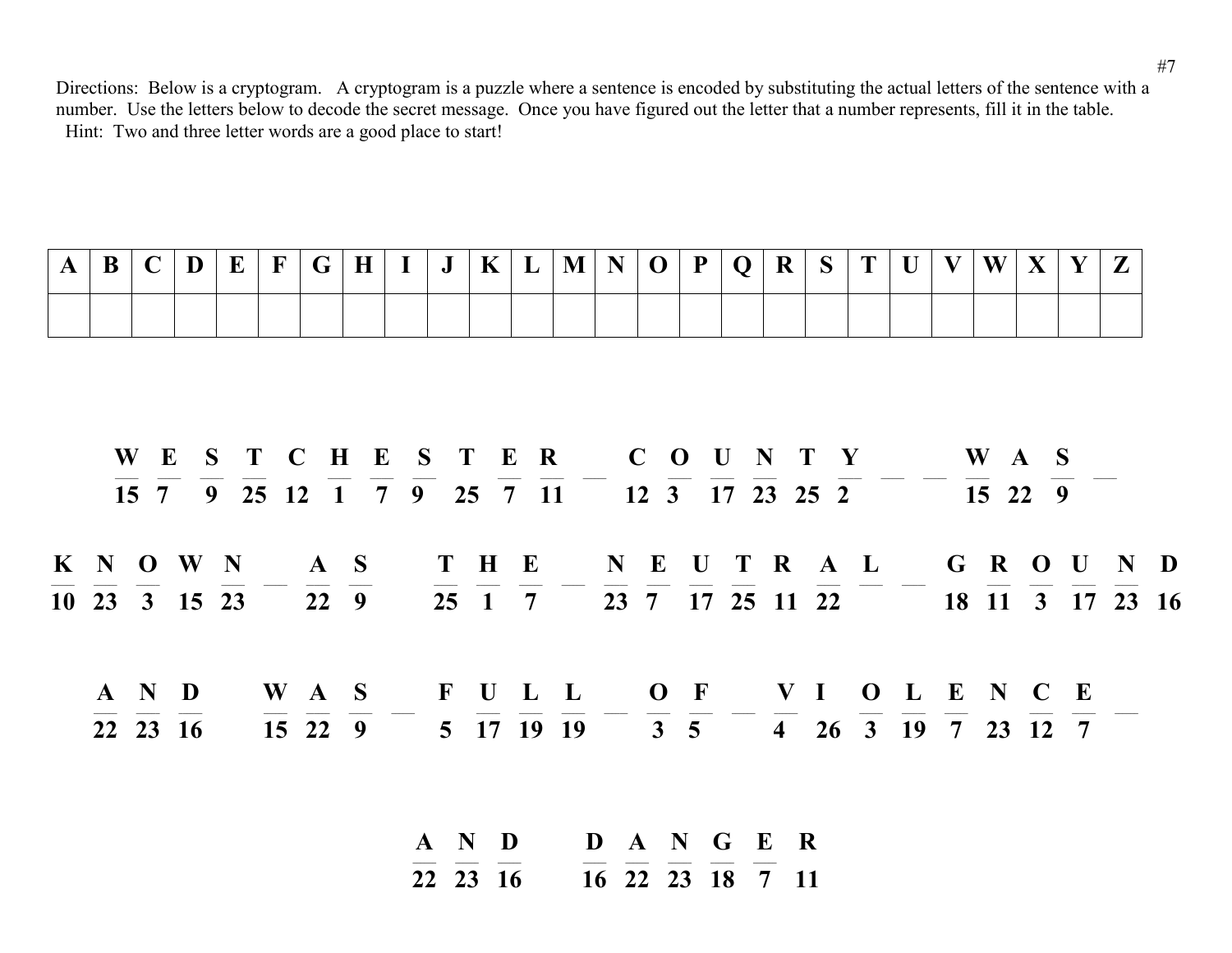Directions: Below is a cryptogram. A cryptogram is a puzzle where a sentence is encoded by substituting the actual letters of the sentence with a number. Use the letters below to decode the secret message. Once you have figured out the letter that a number represents, fill it in the table.
Hint: Two and three letter words are a good place to start!

| A | B | C | D | E | F | G | H | I | J | K | L | M | N | O | P | Q | R | S | T | U | V | W | X | Y | Z |
|---|---|---|---|---|---|---|---|---|---|---|---|---|---|---|---|---|---|---|---|---|---|---|---|---|---|
| | | | | | | | | | | | | | | | | | | | | | | | | | |

**W E S T C H E S T E R &nbsp; C O U N T Y &nbsp; W A S**
15 7 9 25 12 1 7 9 25 7 11 &nbsp; 12 3 17 23 25 2 &nbsp; 15 22 9

**K N O W N &nbsp; A S &nbsp; T H E &nbsp; N E U T R A L &nbsp; G R O U N D**
10 23 3 15 23 &nbsp; 22 9 &nbsp; 25 1 7 &nbsp; 23 7 17 25 11 22 &nbsp; 18 11 3 17 23 16

**A N D &nbsp; W A S &nbsp; F U L L &nbsp; O F &nbsp; V I O L E N C E**
22 23 16 &nbsp; 15 22 9 &nbsp; 5 17 19 19 &nbsp; 3 5 &nbsp; 4 26 3 19 7 23 12 7

**A N D &nbsp; D A N G E R**
22 23 16 &nbsp; 16 22 23 18 7 11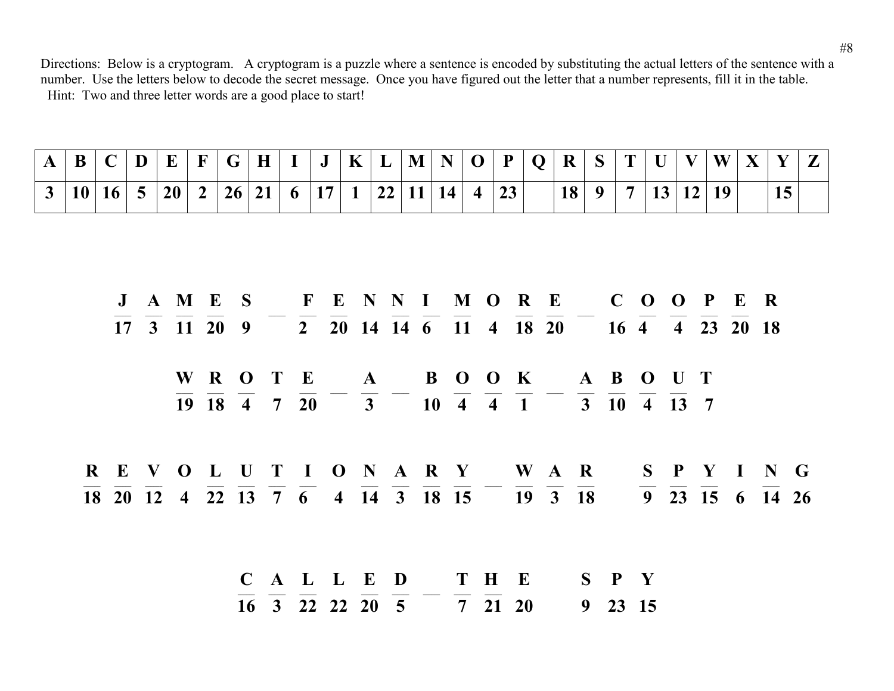Directions: Below is a cryptogram. A cryptogram is a puzzle where a sentence is encoded by substituting the actual letters of the sentence with a number. Use the letters below to decode the secret message. Once you have figured out the letter that a number represents, fill it in the table.
Hint: Two and three letter words are a good place to start!

| A | B | C | D | E | F | G | H | I | J | K | L | M | N | O | P | Q | R | S | T | U | V | W | X | Y | Z |
|---|---|---|---|---|---|---|---|---|---|---|---|---|---|---|---|---|---|---|---|---|---|---|---|---|---|
| 3 | 10 | 16 | 5 | 20 | 2 | 26 | 21 | 6 | 17 | 1 | 22 | 11 | 14 | 4 | 23 | | 18 | 9 | 7 | 13 | 12 | 19 | | 15 | |

| J | A | M | E | S | | F | E | N | N | I | | M | O | R | E | | C | O | O | P | E | R |
|---|---|---|---|---|---|---|---|---|---|---|---|---|---|---|---|---|---|---|---|---|---|---|
| 17 | 3 | 11 | 20 | 9 | | 2 | 20 | 14 | 14 | 6 | | 11 | 4 | 18 | 20 | | 16 | 4 | 4 | 23 | 20 | 18 |

| W | R | O | T | E | | A | | B | O | O | K | | A | B | O | U | T |
|---|---|---|---|---|---|---|---|---|---|---|---|---|---|---|---|---|---|
| 19 | 18 | 4 | 7 | 20 | | 3 | | 10 | 4 | 4 | 1 | | 3 | 10 | 4 | 13 | 7 |

| R | E | V | O | L | U | T | I | O | N | A | R | Y | | W | A | R | | S | P | Y | I | N | G |
|---|---|---|---|---|---|---|---|---|---|---|---|---|---|---|---|---|---|---|---|---|---|---|---|
| 18 | 20 | 12 | 4 | 22 | 13 | 7 | 6 | 4 | 14 | 3 | 18 | 15 | | 19 | 3 | 18 | | 9 | 23 | 15 | 6 | 14 | 26 |

| C | A | L | L | E | D | | T | H | E | | S | P | Y |
|---|---|---|---|---|---|---|---|---|---|---|---|---|---|
| 16 | 3 | 22 | 22 | 20 | 5 | | 7 | 21 | 20 | | 9 | 23 | 15 |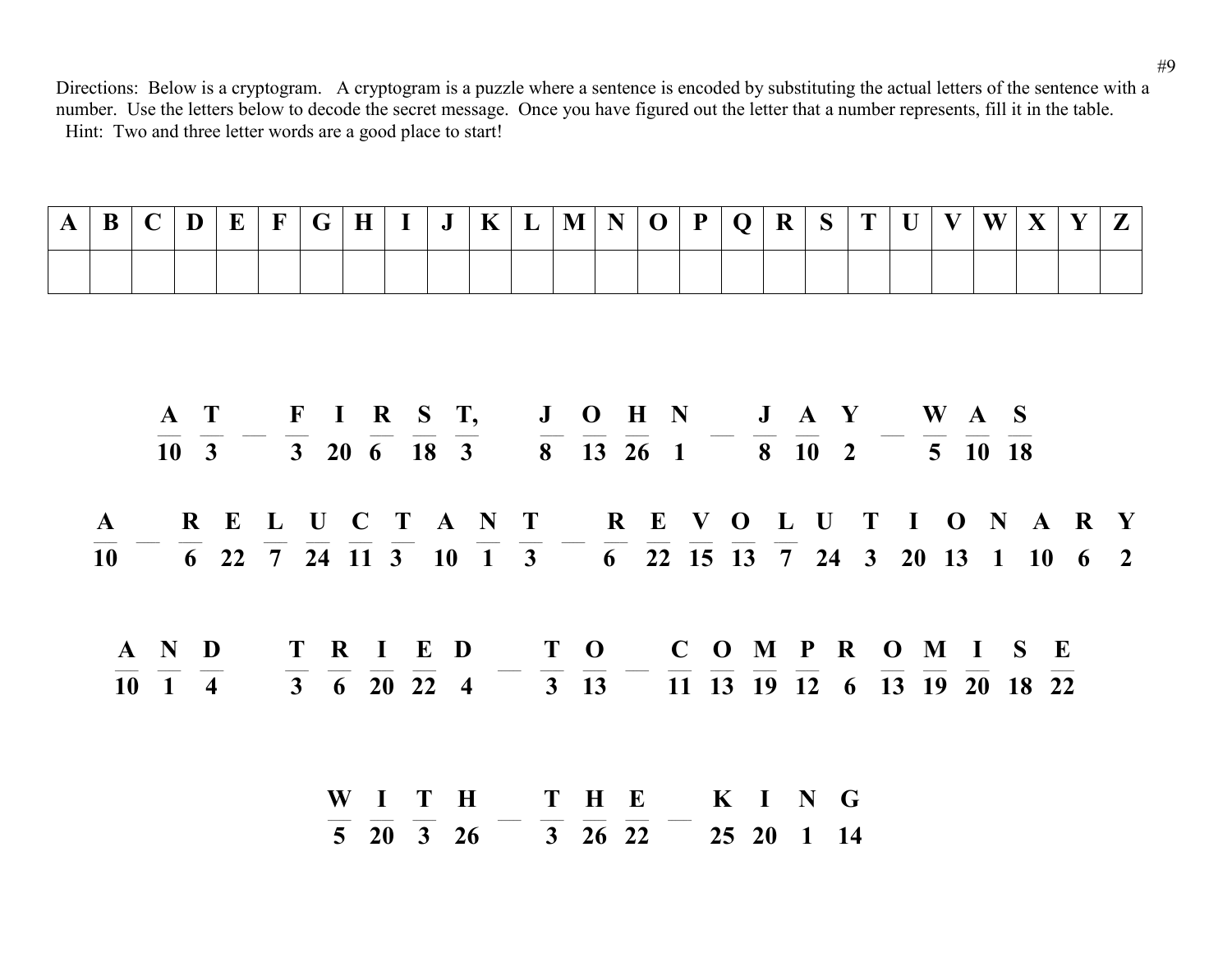Directions: Below is a cryptogram. A cryptogram is a puzzle where a sentence is encoded by substituting the actual letters of the sentence with a number. Use the letters below to decode the secret message. Once you have figured out the letter that a number represents, fill it in the table.
Hint: Two and three letter words are a good place to start!

| A | B | C | D | E | F | G | H | I | J | K | L | M | N | O | P | Q | R | S | T | U | V | W | X | Y | Z |
|---|---|---|---|---|---|---|---|---|---|---|---|---|---|---|---|---|---|---|---|---|---|---|---|---|---|
| | | | | | | | | | | | | | | | | | | | | | | | | | |

A T — F I R S T, J O H N — J A Y — W A S

10 3 — 3 20 6 18 3 8 13 26 1 — 8 10 2 — 5 10 18

A — R E L U C T A N T — R E V O L U T I O N A R Y

10 — 6 22 7 24 11 3 10 1 3 — 6 22 15 13 7 24 3 20 13 1 10 6 2

A N D T R I E D — T O — C O M P R O M I S E

10 1 4 3 6 20 22 4 — 3 13 — 11 13 19 12 6 13 19 20 18 22

W I T H — T H E — K I N G

5 20 3 26 — 3 26 22 — 25 20 1 14